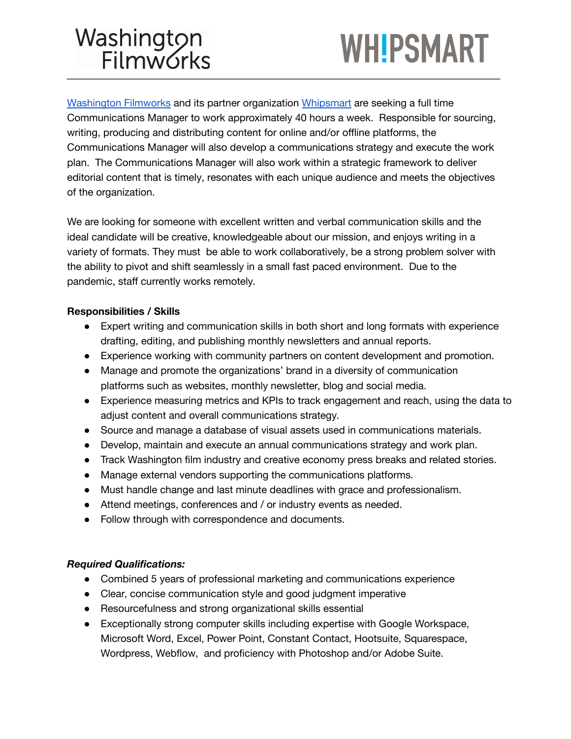Washington Filmworks WHIPSMART

---

[Washington Filmworks](#) and its partner organization [Whipsmart](#) are seeking a full time Communications Manager to work approximately 40 hours a week. Responsible for sourcing, writing, producing and distributing content for online and/or offline platforms, the Communications Manager will also develop a communications strategy and execute the work plan. The Communications Manager will also work within a strategic framework to deliver editorial content that is timely, resonates with each unique audience and meets the objectives of the organization.

We are looking for someone with excellent written and verbal communication skills and the ideal candidate will be creative, knowledgeable about our mission, and enjoys writing in a variety of formats. They must be able to work collaboratively, be a strong problem solver with the ability to pivot and shift seamlessly in a small fast paced environment. Due to the pandemic, staff currently works remotely.

**Responsibilities / Skills**

- Expert writing and communication skills in both short and long formats with experience drafting, editing, and publishing monthly newsletters and annual reports.
- Experience working with community partners on content development and promotion.
- Manage and promote the organizations' brand in a diversity of communication platforms such as websites, monthly newsletter, blog and social media.
- Experience measuring metrics and KPIs to track engagement and reach, using the data to adjust content and overall communications strategy.
- Source and manage a database of visual assets used in communications materials.
- Develop, maintain and execute an annual communications strategy and work plan.
- Track Washington film industry and creative economy press breaks and related stories.
- Manage external vendors supporting the communications platforms.
- Must handle change and last minute deadlines with grace and professionalism.
- Attend meetings, conferences and / or industry events as needed.
- Follow through with correspondence and documents.

***Required Qualifications:***

- Combined 5 years of professional marketing and communications experience
- Clear, concise communication style and good judgment imperative
- Resourcefulness and strong organizational skills essential
- Exceptionally strong computer skills including expertise with Google Workspace, Microsoft Word, Excel, Power Point, Constant Contact, Hootsuite, Squarespace, Wordpress, Webflow, and proficiency with Photoshop and/or Adobe Suite.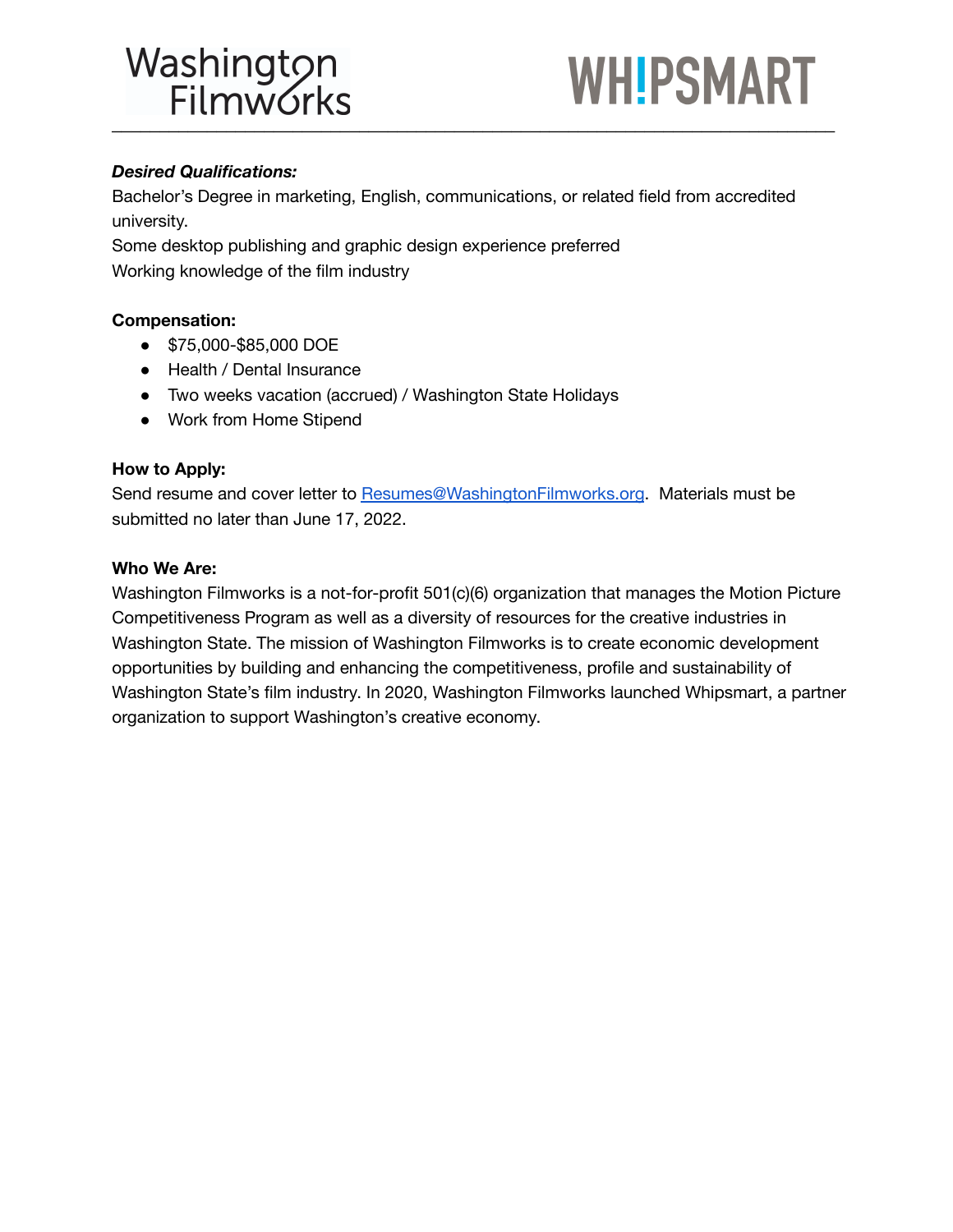***Desired Qualifications:***

Bachelor's Degree in marketing, English, communications, or related field from accredited university.

Some desktop publishing and graphic design experience preferred

Working knowledge of the film industry

**Compensation:**

- $75,000-$85,000 DOE
- Health / Dental Insurance
- Two weeks vacation (accrued) / Washington State Holidays
- Work from Home Stipend

**How to Apply:**

Send resume and cover letter to Resumes@WashingtonFilmworks.org. Materials must be submitted no later than June 17, 2022.

**Who We Are:**

Washington Filmworks is a not-for-profit 501(c)(6) organization that manages the Motion Picture Competitiveness Program as well as a diversity of resources for the creative industries in Washington State. The mission of Washington Filmworks is to create economic development opportunities by building and enhancing the competitiveness, profile and sustainability of Washington State's film industry. In 2020, Washington Filmworks launched Whipsmart, a partner organization to support Washington's creative economy.